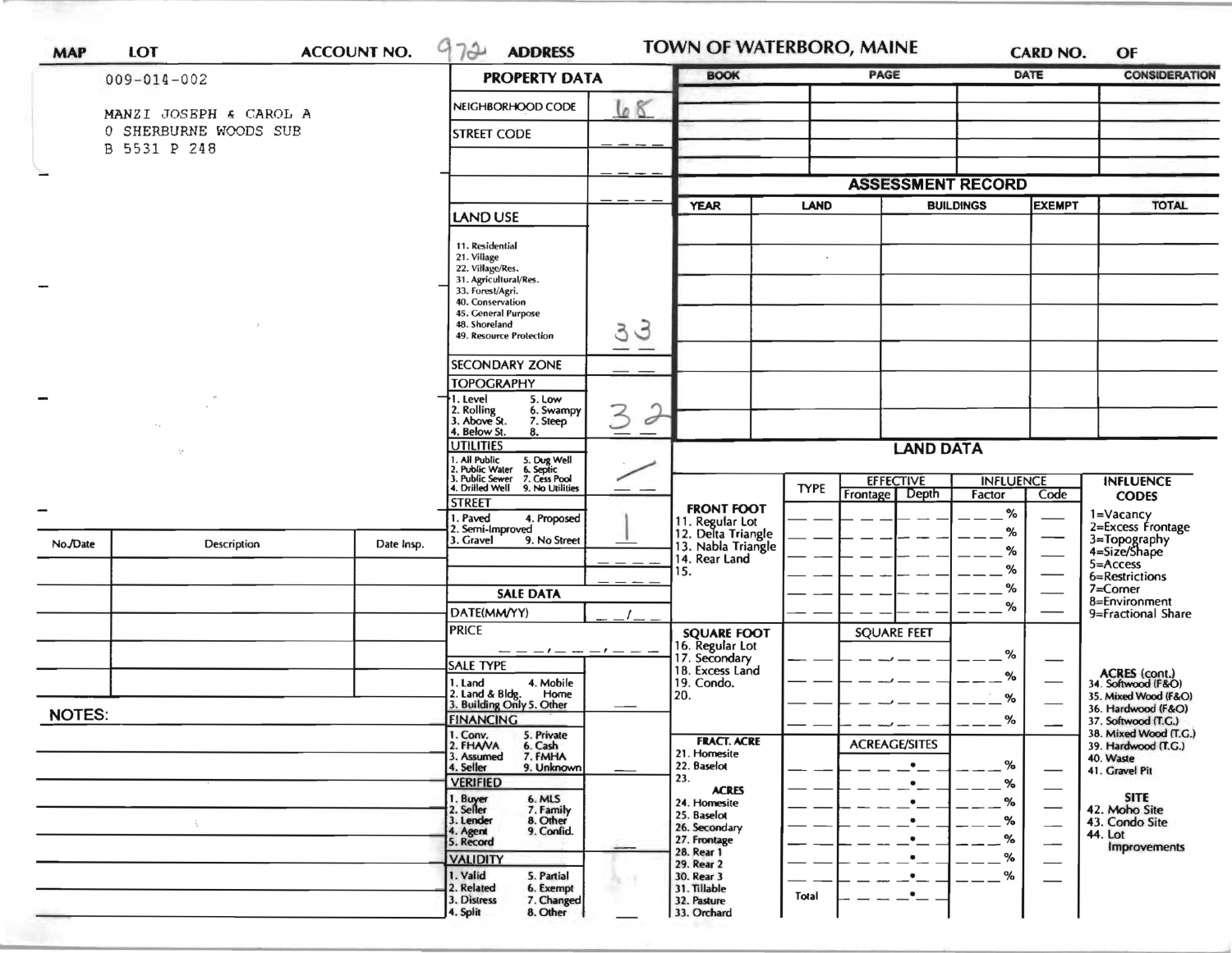| MAP | LOT | ACCOUNT NO. 972 | ADDRESS | TOWN OF WATERBORO, MAINE | CARD NO. | OF |
|---|---|---|---|---|---|---|

009-014-002

MANZI JOSEPH & CAROL A
0 SHERBURNE WOODS SUB
B 5531 P 248

## PROPERTY DATA

| | |
|---|---|
| NEIGHBORHOOD CODE | 68 |
| STREET CODE | |
| LAND USE (11. Residential, 21. Village, 22. Village/Res., 31. Agricultural/Res., 33. Forest/Agri., 40. Conservation, 45. General Purpose, 48. Shoreland, 49. Resource Protection) | 33 |
| SECONDARY ZONE | |
| TOPOGRAPHY (1. Level, 2. Rolling, 3. Above St., 4. Below St., 5. Low, 6. Swampy, 7. Steep, 8.) | 3 2 |
| UTILITIES (1. All Public, 2. Public Water, 3. Public Sewer, 4. Drilled Well, 5. Dug Well, 6. Septic, 7. Cess Pool, 9. No Utilities) | / |
| STREET (1. Paved, 2. Semi-Improved, 3. Gravel, 4. Proposed, 9. No Street) | 1 |

## SALE DATA

| | |
|---|---|
| DATE(MM/YY) | |
| PRICE | |
| SALE TYPE (1. Land, 2. Land & Bldg., 3. Building Only, 4. Mobile Home, 5. Other) | |
| FINANCING (1. Conv., 2. FHA/VA, 3. Assumed, 4. Seller, 5. Private, 6. Cash, 7. FMHA, 9. Unknown) | |
| VERIFIED (1. Buyer, 2. Seller, 3. Lender, 4. Agent, 5. Record, 6. MLS, 7. Family, 8. Other, 9. Confid.) | |
| VALIDITY (1. Valid, 2. Related, 3. Distress, 4. Split, 5. Partial, 6. Exempt, 7. Changed, 8. Other) | |

| BOOK | PAGE | DATE | CONSIDERATION |
|---|---|---|---|
| | | | |

## ASSESSMENT RECORD

| YEAR | LAND | BUILDINGS | EXEMPT | TOTAL |
|---|---|---|---|---|
| | | | | |

| No./Date | Description | Date Insp. |
|---|---|---|
| | | |

NOTES:

## LAND DATA

| | TYPE | EFFECTIVE Frontage | EFFECTIVE Depth | INFLUENCE Factor | INFLUENCE Code |
|---|---|---|---|---|---|
| FRONT FOOT: 11. Regular Lot, 12. Delta Triangle, 13. Nabla Triangle, 14. Rear Land, 15. | | | | % | |
| SQUARE FOOT: 16. Regular Lot, 17. Secondary, 18. Excess Land, 19. Condo., 20. | | SQUARE FEET | | % | |
| FRACT. ACRE: 21. Homesite, 22. Baselot, 23. | | ACREAGE/SITES | | % | |
| ACRES: 24. Homesite, 25. Baselot, 26. Secondary, 27. Frontage, 28. Rear 1, 29. Rear 2, 30. Rear 3, 31. Tillable, 32. Pasture, 33. Orchard | Total | | | % | |

**INFLUENCE CODES**
1=Vacancy
2=Excess Frontage
3=Topography
4=Size/Shape
5=Access
6=Restrictions
7=Corner
8=Environment
9=Fractional Share

**ACRES (cont.)**
34. Softwood (F&O)
35. Mixed Wood (F&O)
36. Hardwood (F&O)
37. Softwood (T.G.)
38. Mixed Wood (T.G.)
39. Hardwood (T.G.)
40. Waste
41. Gravel Pit

**SITE**
42. Moho Site
43. Condo Site
44. Lot Improvements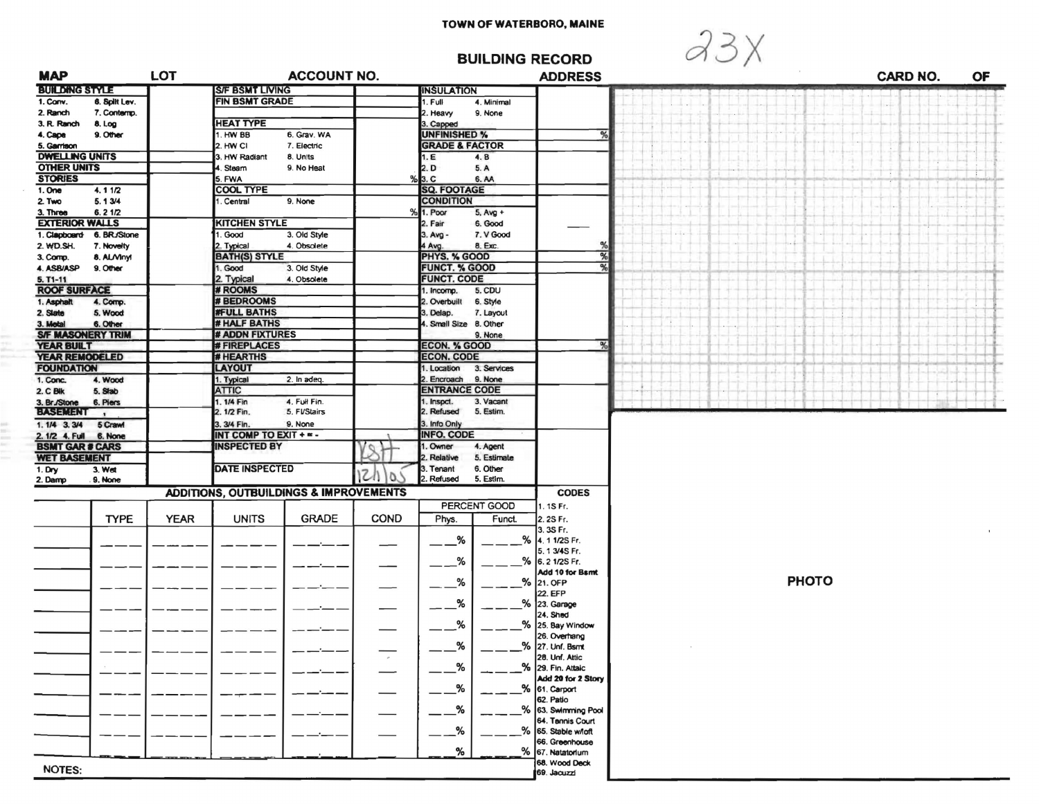# TOWN OF WATERBORO, MAINE

## BUILDING RECORD

23X

| MAP | LOT | ACCOUNT NO. | ADDRESS | CARD NO. | OF |
|---|---|---|---|---|---|

| | | | | | |
|---|---|---|---|---|---|
| **BUILDING STYLE** 1. Conv. 6. Split Lev. 2. Ranch 7. Contemp. 3. R. Ranch 8. Log 4. Cape 9. Other 5. Garrison | | **S/F BSMT LIVING** | | **INSULATION** 1. Full 4. Minimal 2. Heavy 9. None 3. Capped | |
| **DWELLING UNITS** | | **FIN BSMT GRADE** | | **UNFINISHED %** | % |
| **OTHER UNITS** | | **HEAT TYPE** 1. HW BB 6. Grav. WA 2. HW CI 7. Electric 3. HW Radiant 8. Units 4. Steam 9. No Heat 5. FWA | % | **GRADE & FACTOR** 1. E 4. B 2. D 5. A 3. C 6. AA | |
| **STORIES** 1. One 4. 1 1/2 2. Two 5. 1 3/4 3. Three 6. 2 1/2 | | **COOL TYPE** 1. Central 9. None | % | **SQ. FOOTAGE** | |
| **EXTERIOR WALLS** 1. Clapboard 6. BR./Stone 2. WD.SH. 7. Novelty 3. Comp. 8. AL/Vinyl 4. ASB/ASP 9. Other 5. T1-11 | | **KITCHEN STYLE** 1. Good 3. Old Style 2. Typical 4. Obsolete | | **CONDITION** 1. Poor 5. Avg + 2. Fair 6. Good 3. Avg - 7. V Good 4. Avg. 8. Exc. | % |
| | | **BATH(S) STYLE** 1. Good 3. Old Style 2. Typical 4. Obsolete | | **PHYS. % GOOD** | % |
| **ROOF SURFACE** 1. Asphalt 4. Comp. 2. Slate 5. Wood 3. Metal 6. Other | | | | **FUNCT. % GOOD** | % |
| | | **# ROOMS** | | **FUNCT. CODE** 1. Incomp. 5. CDU 2. Overbuilt 6. Style 3. Delap. 7. Layout 4. Small Size 8. Other 9. None | |
| | | **# BEDROOMS** | | | |
| | | **#FULL BATHS** | | | |
| | | **# HALF BATHS** | | | |
| **S/F MASONERY TRIM** | | **# ADDN FIXTURES** | | | |
| **YEAR BUILT** | | **# FIREPLACES** | | **ECON. % GOOD** | % |
| **YEAR REMODELED** | | **# HEARTHS** | | **ECON. CODE** 1. Location 3. Services 2. Encroach 9. None | |
| **FOUNDATION** 1. Conc. 4. Wood 2. C Blk 5. Slab 3. Br./Stone 6. Piers | | **LAYOUT** 1. Typical 2. In adeq. | | | |
| | | **ATTIC** 1. 1/4 Fin 4. Full Fin. 2. 1/2 Fin. 5. Fl/Stairs 3. 3/4 Fin. 9. None | | **ENTRANCE CODE** 1. Inspct. 3. Vacant 2. Refused 5. Estim. 3. Info Only | |
| **BASEMENT** 1. 1/4 3. 3/4 5 Crawl 2. 1/2 4. Full 6. None | | **INT COMP TO EXIT + = -** | | **INFO. CODE** 1. Owner 4. Agent 2. Relative 5. Estimate 3. Tenant 6. Other 2. Refused 5. Estim. | |
| **BSMT GAR # CARS** | | **INSPECTED BY** | KSH | | |
| **WET BASEMENT** 1. Dry 3. Wet 2. Damp 9. None | | **DATE INSPECTED** | 12/1/05 | | |

### ADDITIONS, OUTBUILDINGS & IMPROVEMENTS

| | TYPE | YEAR | UNITS | GRADE | COND | Phys. % | Funct. % |
|---|---|---|---|---|---|---|---|
| | | | | | | % | % |
| | | | | | | % | % |
| | | | | | | % | % |
| | | | | | | % | % |
| | | | | | | % | % |
| | | | | | | % | % |
| | | | | | | % | % |
| | | | | | | % | % |
| | | | | | | % | % |
| | | | | | | % | % |
| | | | | | | % | % |

**CODES**
1. 1S Fr.
2. 2S Fr.
3. 3S Fr.
4. 1 1/2S Fr.
5. 1 3/4S Fr.
6. 2 1/2S Fr.

Add 10 for Bsmt

21. OFP
22. EFP
23. Garage
24. Shed
25. Bay Window
26. Overhang
27. Unf. Bsmt
28. Unf. Attic
29. Fin. Attaic

Add 20 for 2 Story

61. Carport
62. Patio
63. Swimming Pool
64. Tennis Court
65. Stable w/loft
66. Greenhouse
67. Natatorium
68. Wood Deck
69. Jacuzzi

NOTES:

PHOTO